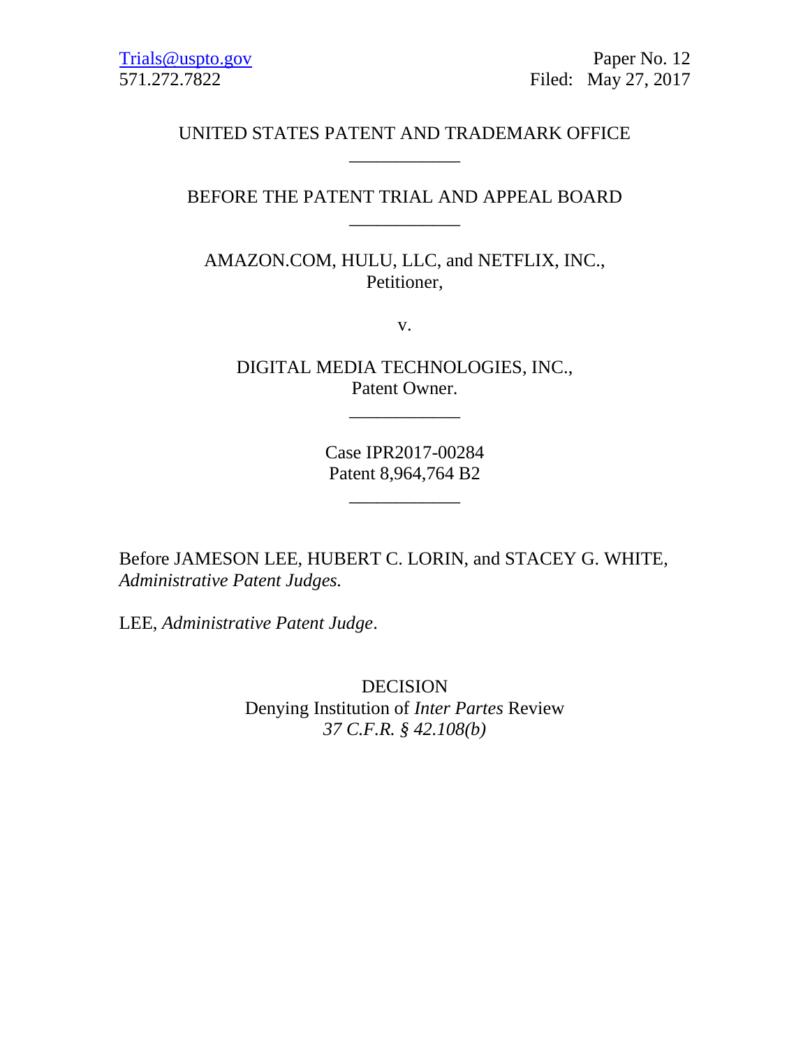Trials@uspto.gov Paper No. 12
571.272.7822 Filed: May 27, 2017

UNITED STATES PATENT AND TRADEMARK OFFICE

____________

BEFORE THE PATENT TRIAL AND APPEAL BOARD

____________

AMAZON.COM, HULU, LLC, and NETFLIX, INC.,
Petitioner,

v.

DIGITAL MEDIA TECHNOLOGIES, INC.,
Patent Owner.

____________

Case IPR2017-00284
Patent 8,964,764 B2

____________

Before JAMESON LEE, HUBERT C. LORIN, and STACEY G. WHITE, *Administrative Patent Judges.*

LEE, *Administrative Patent Judge*.

DECISION
Denying Institution of *Inter Partes* Review
*37 C.F.R. § 42.108(b)*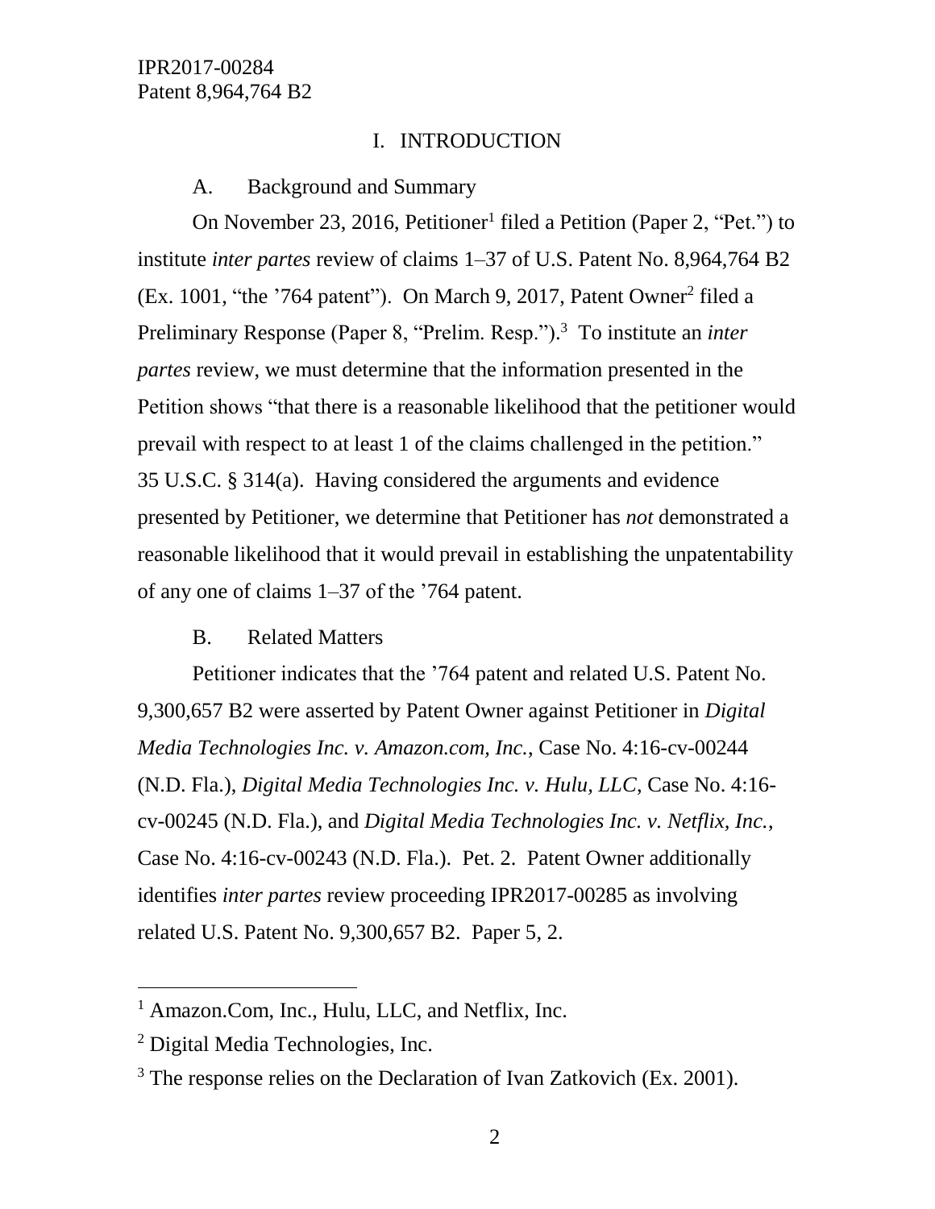# I. INTRODUCTION

## A. Background and Summary

On November 23, 2016, Petitioner[1] filed a Petition (Paper 2, "Pet.") to institute *inter partes* review of claims 1–37 of U.S. Patent No. 8,964,764 B2 (Ex. 1001, "the '764 patent"). On March 9, 2017, Patent Owner[2] filed a Preliminary Response (Paper 8, "Prelim. Resp.").[3] To institute an *inter partes* review, we must determine that the information presented in the Petition shows "that there is a reasonable likelihood that the petitioner would prevail with respect to at least 1 of the claims challenged in the petition." 35 U.S.C. § 314(a). Having considered the arguments and evidence presented by Petitioner, we determine that Petitioner has *not* demonstrated a reasonable likelihood that it would prevail in establishing the unpatentability of any one of claims 1–37 of the '764 patent.

## B. Related Matters

Petitioner indicates that the '764 patent and related U.S. Patent No. 9,300,657 B2 were asserted by Patent Owner against Petitioner in *Digital Media Technologies Inc. v. Amazon.com, Inc.*, Case No. 4:16-cv-00244 (N.D. Fla.), *Digital Media Technologies Inc. v. Hulu, LLC*, Case No. 4:16-cv-00245 (N.D. Fla.), and *Digital Media Technologies Inc. v. Netflix, Inc.*, Case No. 4:16-cv-00243 (N.D. Fla.). Pet. 2. Patent Owner additionally identifies *inter partes* review proceeding IPR2017-00285 as involving related U.S. Patent No. 9,300,657 B2. Paper 5, 2.

---

[1] Amazon.Com, Inc., Hulu, LLC, and Netflix, Inc.

[2] Digital Media Technologies, Inc.

[3] The response relies on the Declaration of Ivan Zatkovich (Ex. 2001).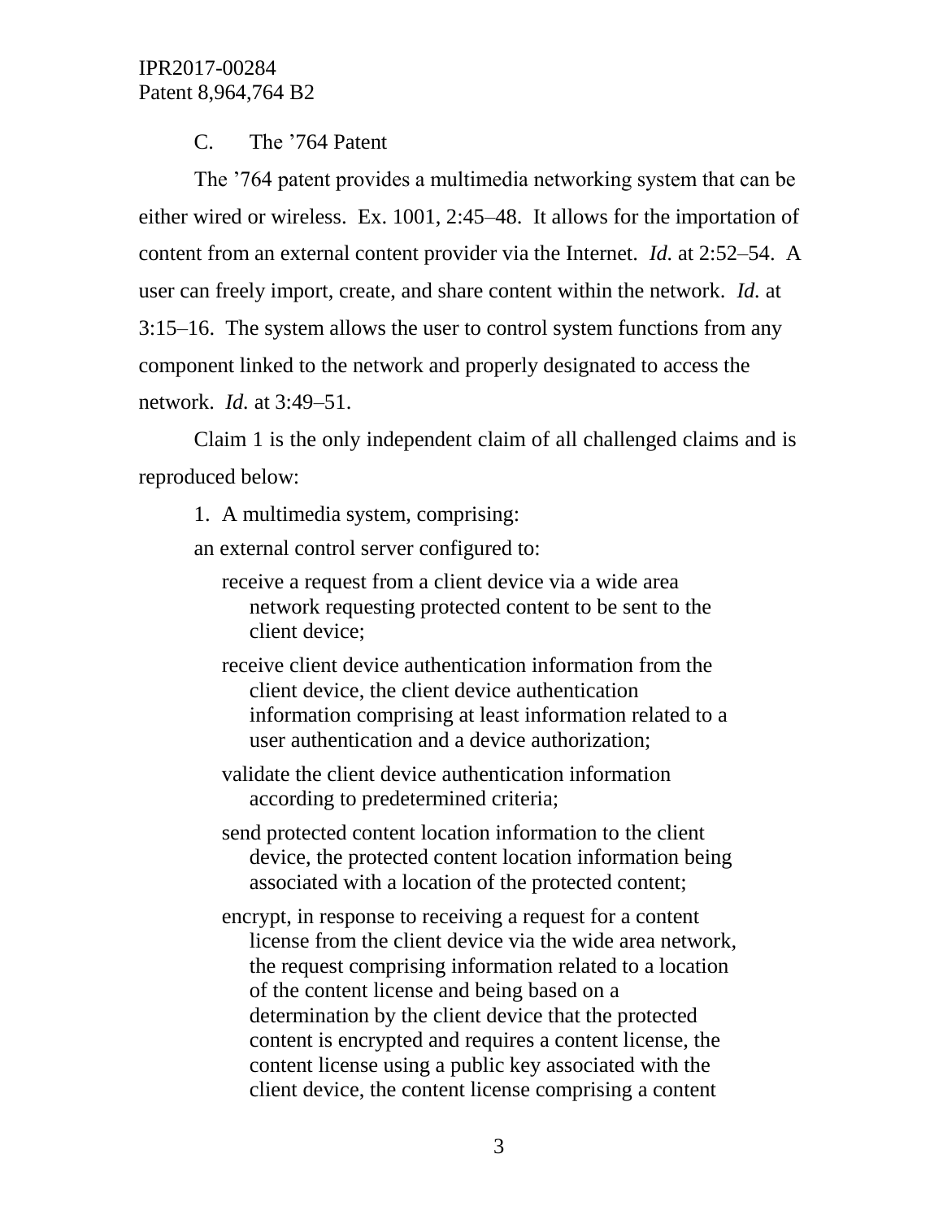### C. The '764 Patent

The '764 patent provides a multimedia networking system that can be either wired or wireless. Ex. 1001, 2:45–48. It allows for the importation of content from an external content provider via the Internet. *Id.* at 2:52–54. A user can freely import, create, and share content within the network. *Id.* at 3:15–16. The system allows the user to control system functions from any component linked to the network and properly designated to access the network. *Id.* at 3:49–51.

Claim 1 is the only independent claim of all challenged claims and is reproduced below:

> 1. A multimedia system, comprising:
>
> an external control server configured to:
>
> > receive a request from a client device via a wide area network requesting protected content to be sent to the client device;
> >
> > receive client device authentication information from the client device, the client device authentication information comprising at least information related to a user authentication and a device authorization;
> >
> > validate the client device authentication information according to predetermined criteria;
> >
> > send protected content location information to the client device, the protected content location information being associated with a location of the protected content;
> >
> > encrypt, in response to receiving a request for a content license from the client device via the wide area network, the request comprising information related to a location of the content license and being based on a determination by the client device that the protected content is encrypted and requires a content license, the content license using a public key associated with the client device, the content license comprising a content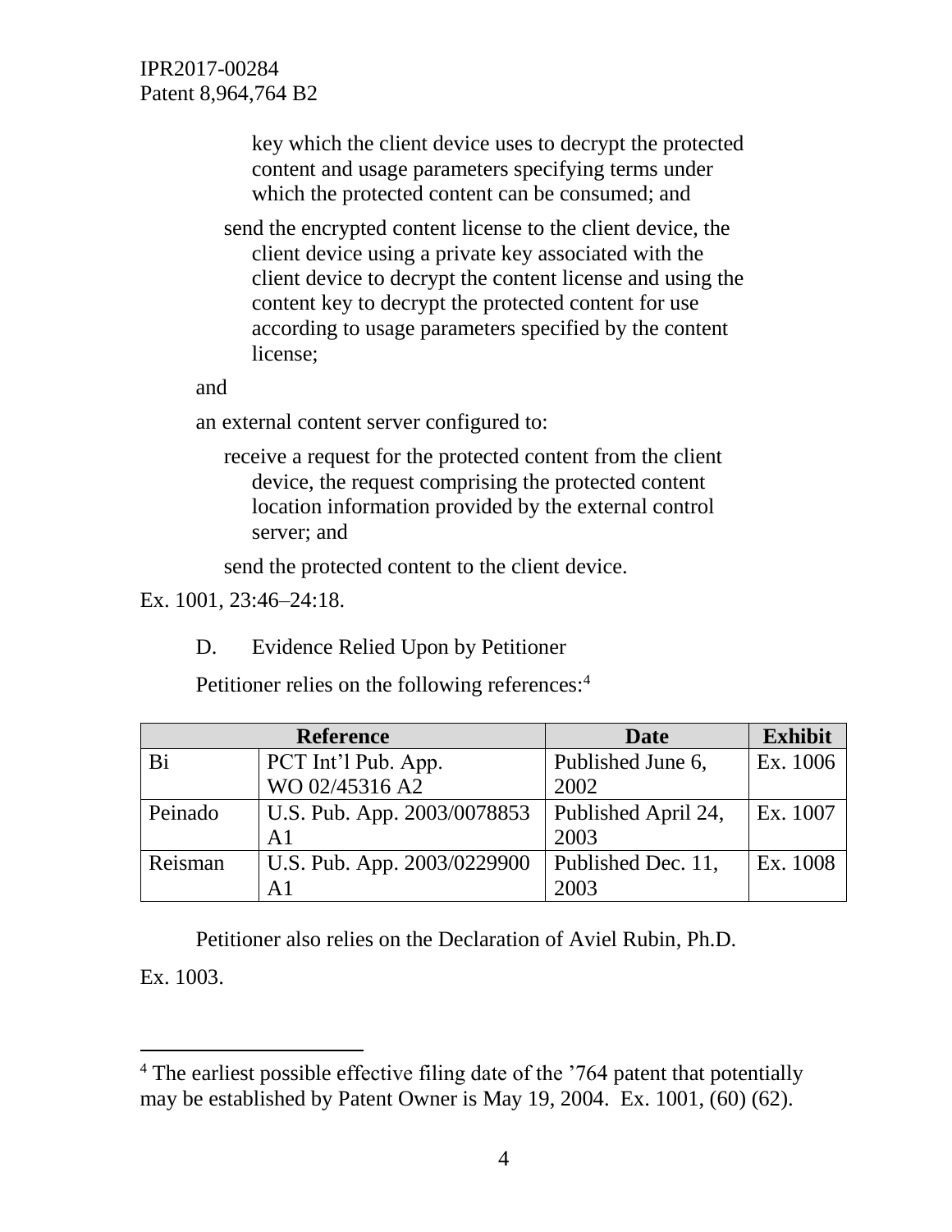key which the client device uses to decrypt the protected content and usage parameters specifying terms under which the protected content can be consumed; and

send the encrypted content license to the client device, the client device using a private key associated with the client device to decrypt the content license and using the content key to decrypt the protected content for use according to usage parameters specified by the content license;

and

an external content server configured to:

receive a request for the protected content from the client device, the request comprising the protected content location information provided by the external control server; and

send the protected content to the client device.

Ex. 1001, 23:46–24:18.

D. Evidence Relied Upon by Petitioner

Petitioner relies on the following references:[4]

| Reference | | Date | Exhibit |
|---|---|---|---|
| Bi | PCT Int'l Pub. App. WO 02/45316 A2 | Published June 6, 2002 | Ex. 1006 |
| Peinado | U.S. Pub. App. 2003/0078853 A1 | Published April 24, 2003 | Ex. 1007 |
| Reisman | U.S. Pub. App. 2003/0229900 A1 | Published Dec. 11, 2003 | Ex. 1008 |

Petitioner also relies on the Declaration of Aviel Rubin, Ph.D. Ex. 1003.

[4] The earliest possible effective filing date of the '764 patent that potentially may be established by Patent Owner is May 19, 2004. Ex. 1001, (60) (62).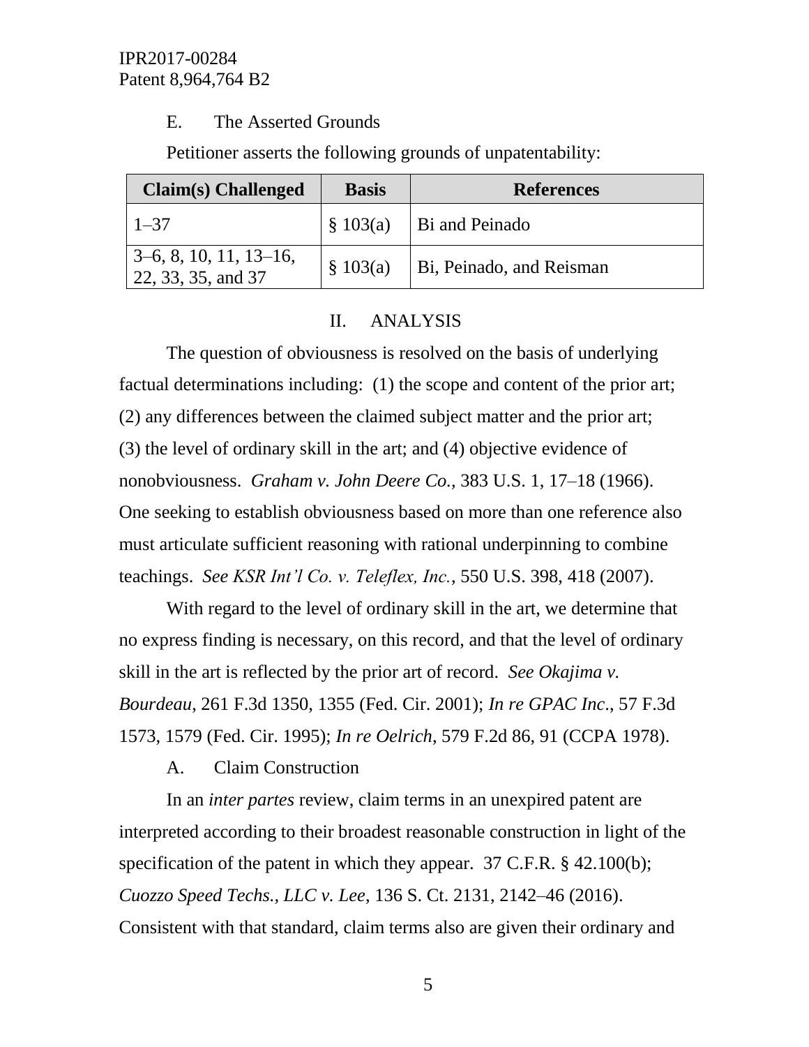### E. The Asserted Grounds

Petitioner asserts the following grounds of unpatentability:

| Claim(s) Challenged | Basis | References |
|---|---|---|
| 1–37 | § 103(a) | Bi and Peinado |
| 3–6, 8, 10, 11, 13–16, 22, 33, 35, and 37 | § 103(a) | Bi, Peinado, and Reisman |

## II. ANALYSIS

The question of obviousness is resolved on the basis of underlying factual determinations including: (1) the scope and content of the prior art; (2) any differences between the claimed subject matter and the prior art; (3) the level of ordinary skill in the art; and (4) objective evidence of nonobviousness. *Graham v. John Deere Co.*, 383 U.S. 1, 17–18 (1966). One seeking to establish obviousness based on more than one reference also must articulate sufficient reasoning with rational underpinning to combine teachings. *See KSR Int'l Co. v. Teleflex, Inc.*, 550 U.S. 398, 418 (2007).

With regard to the level of ordinary skill in the art, we determine that no express finding is necessary, on this record, and that the level of ordinary skill in the art is reflected by the prior art of record. *See Okajima v. Bourdeau*, 261 F.3d 1350, 1355 (Fed. Cir. 2001); *In re GPAC Inc*., 57 F.3d 1573, 1579 (Fed. Cir. 1995); *In re Oelrich*, 579 F.2d 86, 91 (CCPA 1978).

### A. Claim Construction

In an *inter partes* review, claim terms in an unexpired patent are interpreted according to their broadest reasonable construction in light of the specification of the patent in which they appear. 37 C.F.R. § 42.100(b); *Cuozzo Speed Techs., LLC v. Lee*, 136 S. Ct. 2131, 2142–46 (2016). Consistent with that standard, claim terms also are given their ordinary and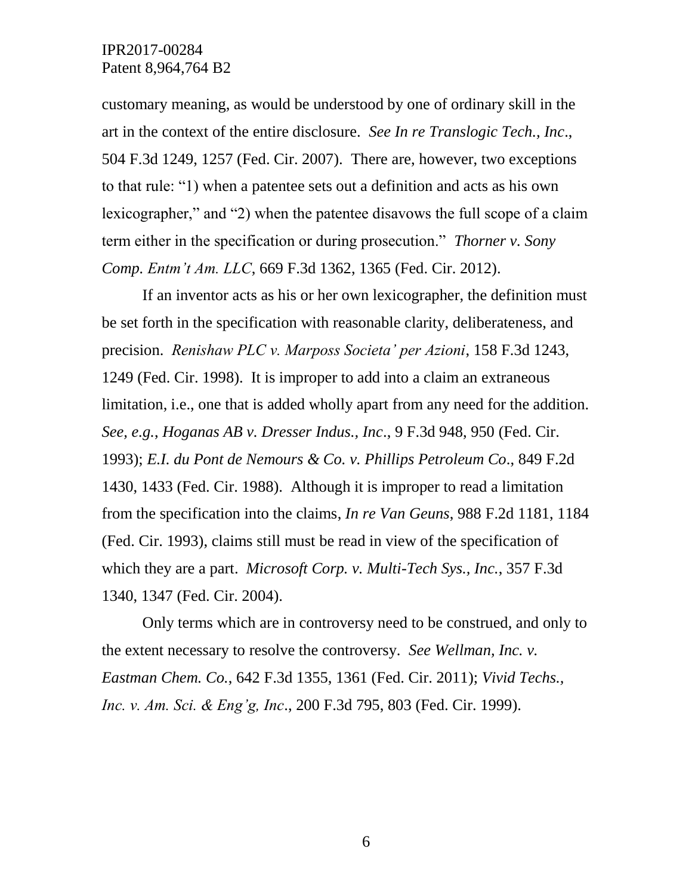customary meaning, as would be understood by one of ordinary skill in the art in the context of the entire disclosure. *See In re Translogic Tech., Inc*., 504 F.3d 1249, 1257 (Fed. Cir. 2007). There are, however, two exceptions to that rule: "1) when a patentee sets out a definition and acts as his own lexicographer," and "2) when the patentee disavows the full scope of a claim term either in the specification or during prosecution." *Thorner v. Sony Comp. Entm't Am. LLC*, 669 F.3d 1362, 1365 (Fed. Cir. 2012).

If an inventor acts as his or her own lexicographer, the definition must be set forth in the specification with reasonable clarity, deliberateness, and precision. *Renishaw PLC v. Marposs Societa' per Azioni*, 158 F.3d 1243, 1249 (Fed. Cir. 1998). It is improper to add into a claim an extraneous limitation, i.e., one that is added wholly apart from any need for the addition. *See, e.g.*, *Hoganas AB v. Dresser Indus., Inc*., 9 F.3d 948, 950 (Fed. Cir. 1993); *E.I. du Pont de Nemours & Co. v. Phillips Petroleum Co*., 849 F.2d 1430, 1433 (Fed. Cir. 1988). Although it is improper to read a limitation from the specification into the claims, *In re Van Geuns*, 988 F.2d 1181, 1184 (Fed. Cir. 1993), claims still must be read in view of the specification of which they are a part. *Microsoft Corp. v. Multi-Tech Sys., Inc.*, 357 F.3d 1340, 1347 (Fed. Cir. 2004).

Only terms which are in controversy need to be construed, and only to the extent necessary to resolve the controversy. *See Wellman, Inc. v. Eastman Chem. Co.*, 642 F.3d 1355, 1361 (Fed. Cir. 2011); *Vivid Techs., Inc. v. Am. Sci. & Eng'g, Inc*., 200 F.3d 795, 803 (Fed. Cir. 1999).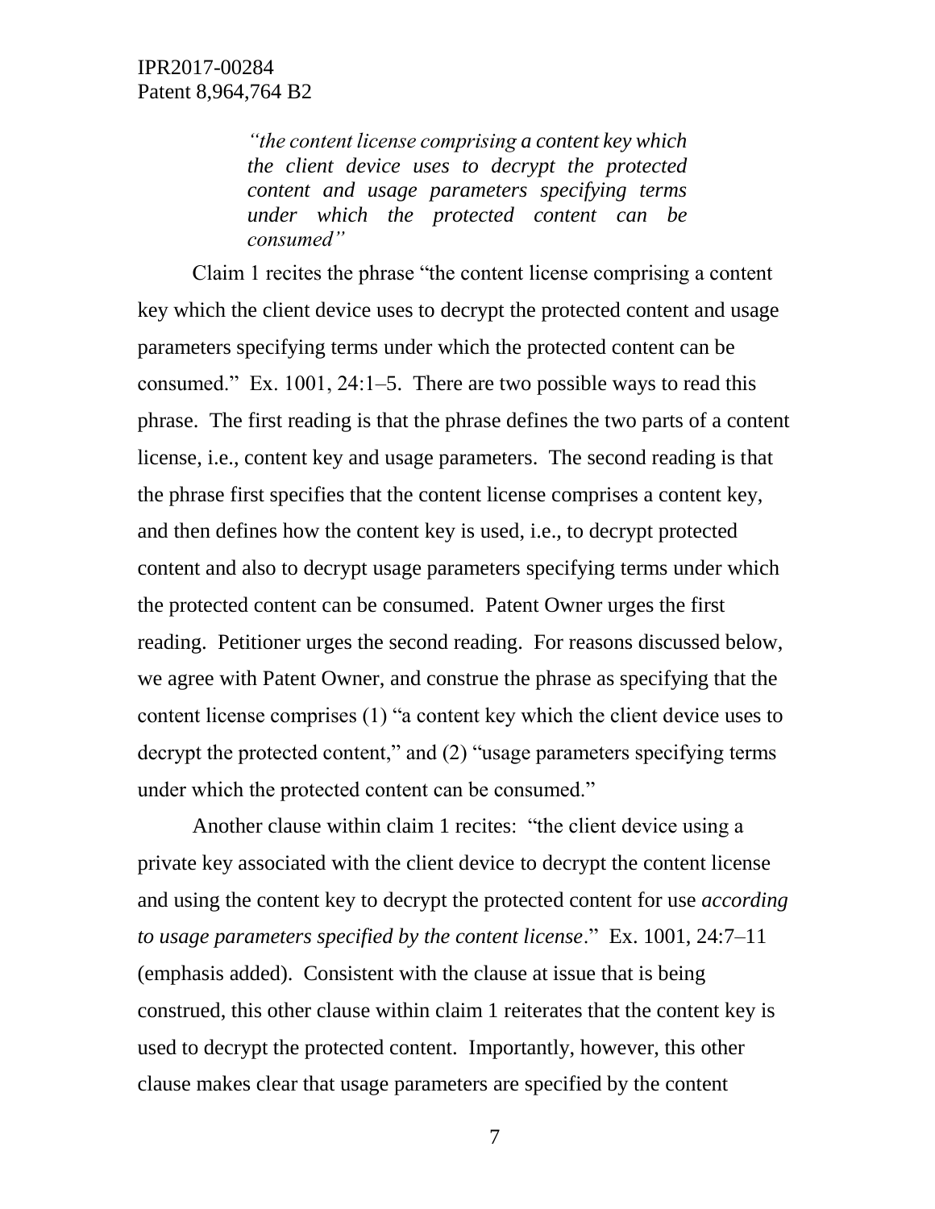*"the content license comprising a content key which the client device uses to decrypt the protected content and usage parameters specifying terms under which the protected content can be consumed"*

Claim 1 recites the phrase "the content license comprising a content key which the client device uses to decrypt the protected content and usage parameters specifying terms under which the protected content can be consumed." Ex. 1001, 24:1–5. There are two possible ways to read this phrase. The first reading is that the phrase defines the two parts of a content license, i.e., content key and usage parameters. The second reading is that the phrase first specifies that the content license comprises a content key, and then defines how the content key is used, i.e., to decrypt protected content and also to decrypt usage parameters specifying terms under which the protected content can be consumed. Patent Owner urges the first reading. Petitioner urges the second reading. For reasons discussed below, we agree with Patent Owner, and construe the phrase as specifying that the content license comprises (1) "a content key which the client device uses to decrypt the protected content," and (2) "usage parameters specifying terms under which the protected content can be consumed."

Another clause within claim 1 recites: "the client device using a private key associated with the client device to decrypt the content license and using the content key to decrypt the protected content for use *according to usage parameters specified by the content license*." Ex. 1001, 24:7–11 (emphasis added). Consistent with the clause at issue that is being construed, this other clause within claim 1 reiterates that the content key is used to decrypt the protected content. Importantly, however, this other clause makes clear that usage parameters are specified by the content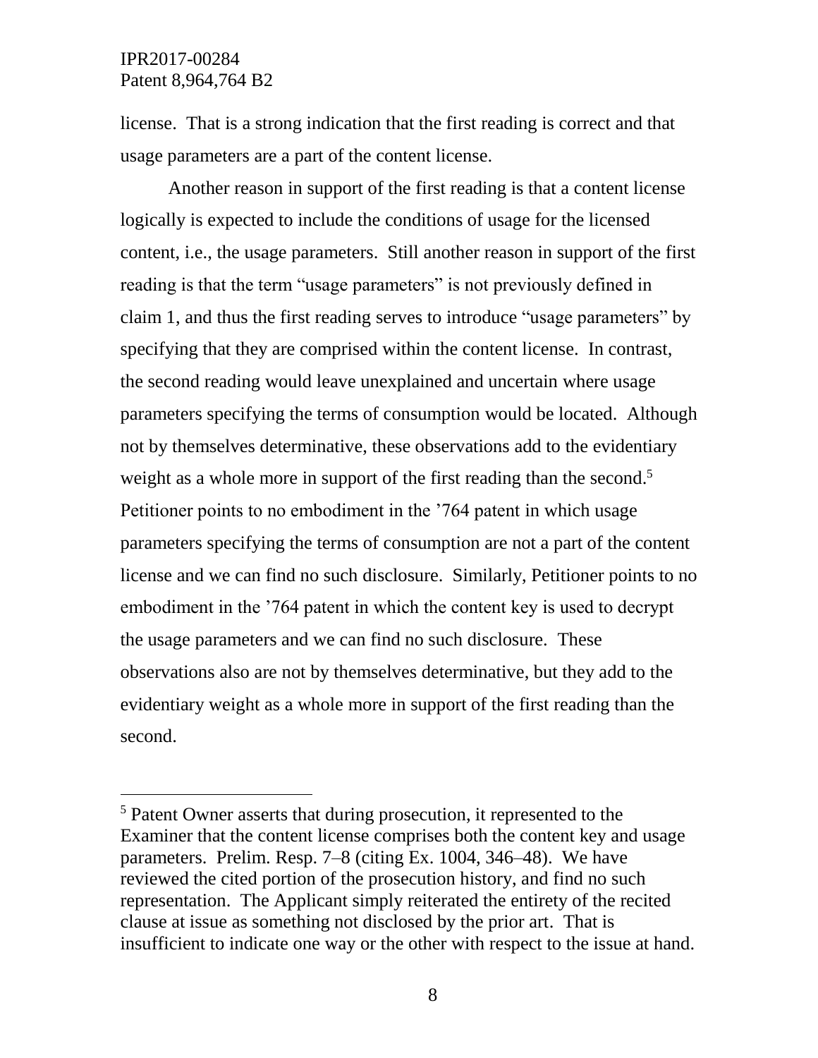license. That is a strong indication that the first reading is correct and that usage parameters are a part of the content license.

Another reason in support of the first reading is that a content license logically is expected to include the conditions of usage for the licensed content, i.e., the usage parameters. Still another reason in support of the first reading is that the term "usage parameters" is not previously defined in claim 1, and thus the first reading serves to introduce "usage parameters" by specifying that they are comprised within the content license. In contrast, the second reading would leave unexplained and uncertain where usage parameters specifying the terms of consumption would be located. Although not by themselves determinative, these observations add to the evidentiary weight as a whole more in support of the first reading than the second.[5] Petitioner points to no embodiment in the '764 patent in which usage parameters specifying the terms of consumption are not a part of the content license and we can find no such disclosure. Similarly, Petitioner points to no embodiment in the '764 patent in which the content key is used to decrypt the usage parameters and we can find no such disclosure. These observations also are not by themselves determinative, but they add to the evidentiary weight as a whole more in support of the first reading than the second.

---

[5] Patent Owner asserts that during prosecution, it represented to the Examiner that the content license comprises both the content key and usage parameters. Prelim. Resp. 7–8 (citing Ex. 1004, 346–48). We have reviewed the cited portion of the prosecution history, and find no such representation. The Applicant simply reiterated the entirety of the recited clause at issue as something not disclosed by the prior art. That is insufficient to indicate one way or the other with respect to the issue at hand.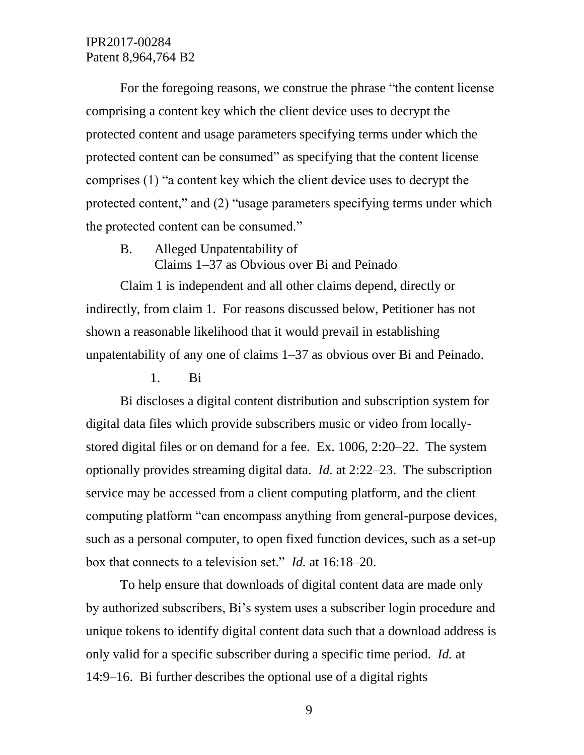For the foregoing reasons, we construe the phrase "the content license comprising a content key which the client device uses to decrypt the protected content and usage parameters specifying terms under which the protected content can be consumed" as specifying that the content license comprises (1) "a content key which the client device uses to decrypt the protected content," and (2) "usage parameters specifying terms under which the protected content can be consumed."

### B. Alleged Unpatentability of Claims 1–37 as Obvious over Bi and Peinado

Claim 1 is independent and all other claims depend, directly or indirectly, from claim 1. For reasons discussed below, Petitioner has not shown a reasonable likelihood that it would prevail in establishing unpatentability of any one of claims 1–37 as obvious over Bi and Peinado.

#### 1. Bi

Bi discloses a digital content distribution and subscription system for digital data files which provide subscribers music or video from locally-stored digital files or on demand for a fee. Ex. 1006, 2:20–22. The system optionally provides streaming digital data. *Id.* at 2:22–23. The subscription service may be accessed from a client computing platform, and the client computing platform "can encompass anything from general-purpose devices, such as a personal computer, to open fixed function devices, such as a set-up box that connects to a television set." *Id.* at 16:18–20.

To help ensure that downloads of digital content data are made only by authorized subscribers, Bi's system uses a subscriber login procedure and unique tokens to identify digital content data such that a download address is only valid for a specific subscriber during a specific time period. *Id.* at 14:9–16. Bi further describes the optional use of a digital rights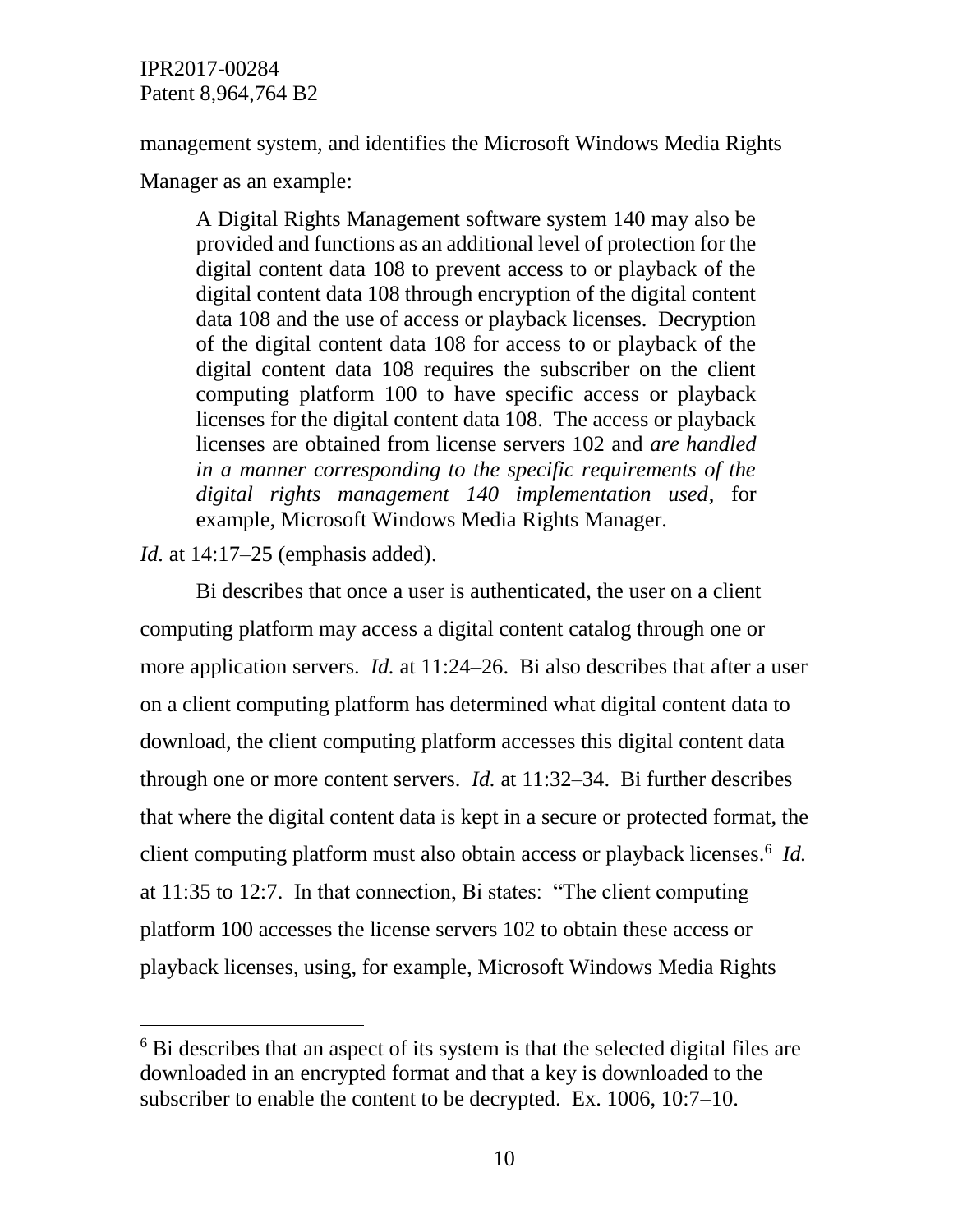management system, and identifies the Microsoft Windows Media Rights Manager as an example:

> A Digital Rights Management software system 140 may also be provided and functions as an additional level of protection for the digital content data 108 to prevent access to or playback of the digital content data 108 through encryption of the digital content data 108 and the use of access or playback licenses. Decryption of the digital content data 108 for access to or playback of the digital content data 108 requires the subscriber on the client computing platform 100 to have specific access or playback licenses for the digital content data 108. The access or playback licenses are obtained from license servers 102 and *are handled in a manner corresponding to the specific requirements of the digital rights management 140 implementation used*, for example, Microsoft Windows Media Rights Manager.

*Id.* at 14:17–25 (emphasis added).

Bi describes that once a user is authenticated, the user on a client computing platform may access a digital content catalog through one or more application servers. *Id.* at 11:24–26. Bi also describes that after a user on a client computing platform has determined what digital content data to download, the client computing platform accesses this digital content data through one or more content servers. *Id.* at 11:32–34. Bi further describes that where the digital content data is kept in a secure or protected format, the client computing platform must also obtain access or playback licenses.[6] *Id.* at 11:35 to 12:7. In that connection, Bi states: "The client computing platform 100 accesses the license servers 102 to obtain these access or playback licenses, using, for example, Microsoft Windows Media Rights

[6] Bi describes that an aspect of its system is that the selected digital files are downloaded in an encrypted format and that a key is downloaded to the subscriber to enable the content to be decrypted. Ex. 1006, 10:7–10.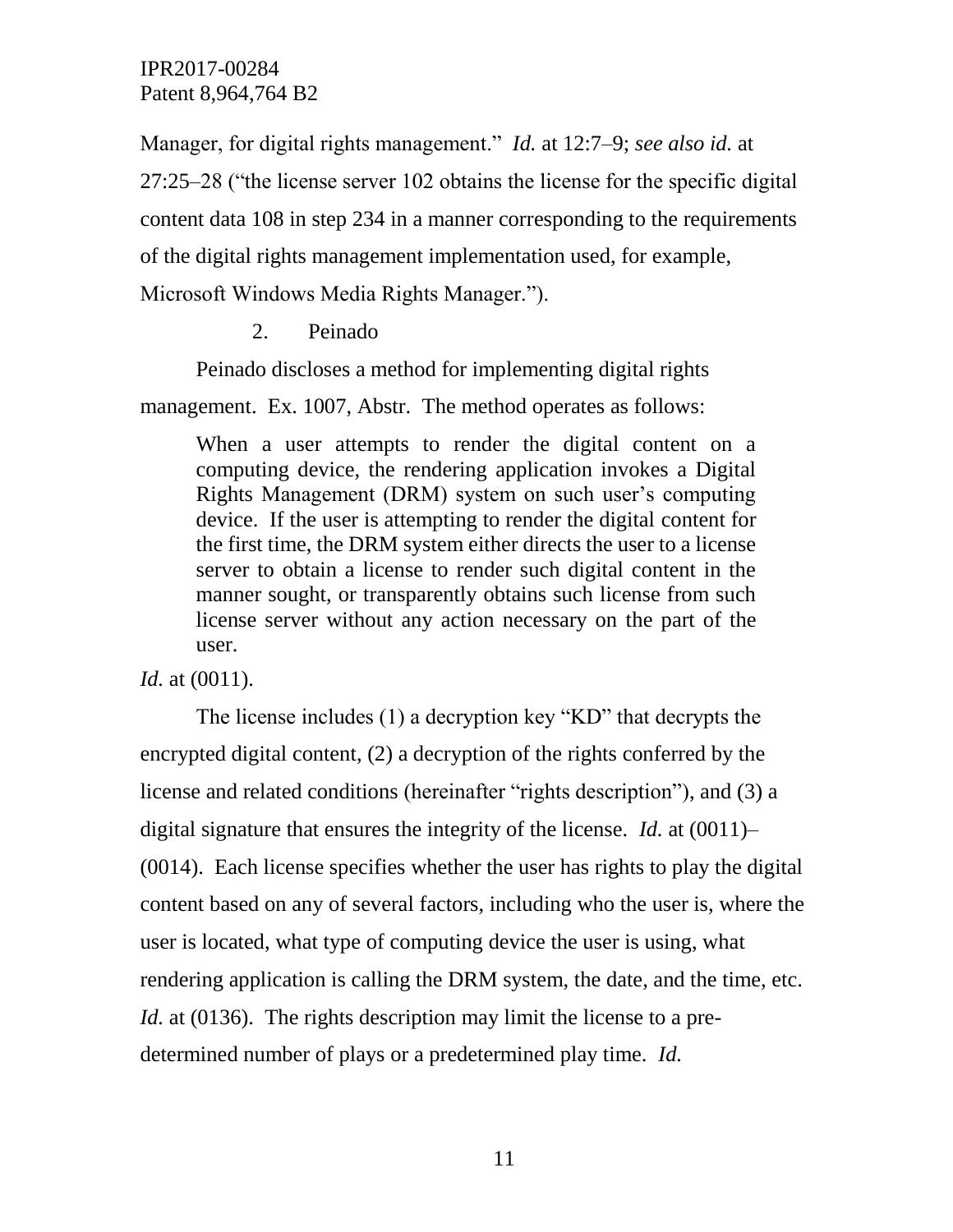Manager, for digital rights management." *Id.* at 12:7–9; *see also id.* at 27:25–28 ("the license server 102 obtains the license for the specific digital content data 108 in step 234 in a manner corresponding to the requirements of the digital rights management implementation used, for example, Microsoft Windows Media Rights Manager.").

### 2. Peinado

Peinado discloses a method for implementing digital rights management. Ex. 1007, Abstr. The method operates as follows:

> When a user attempts to render the digital content on a computing device, the rendering application invokes a Digital Rights Management (DRM) system on such user's computing device. If the user is attempting to render the digital content for the first time, the DRM system either directs the user to a license server to obtain a license to render such digital content in the manner sought, or transparently obtains such license from such license server without any action necessary on the part of the user.

*Id.* at (0011).

The license includes (1) a decryption key "KD" that decrypts the encrypted digital content, (2) a decryption of the rights conferred by the license and related conditions (hereinafter "rights description"), and (3) a digital signature that ensures the integrity of the license. *Id.* at (0011)–(0014). Each license specifies whether the user has rights to play the digital content based on any of several factors, including who the user is, where the user is located, what type of computing device the user is using, what rendering application is calling the DRM system, the date, and the time, etc. *Id.* at (0136). The rights description may limit the license to a pre-determined number of plays or a predetermined play time. *Id.*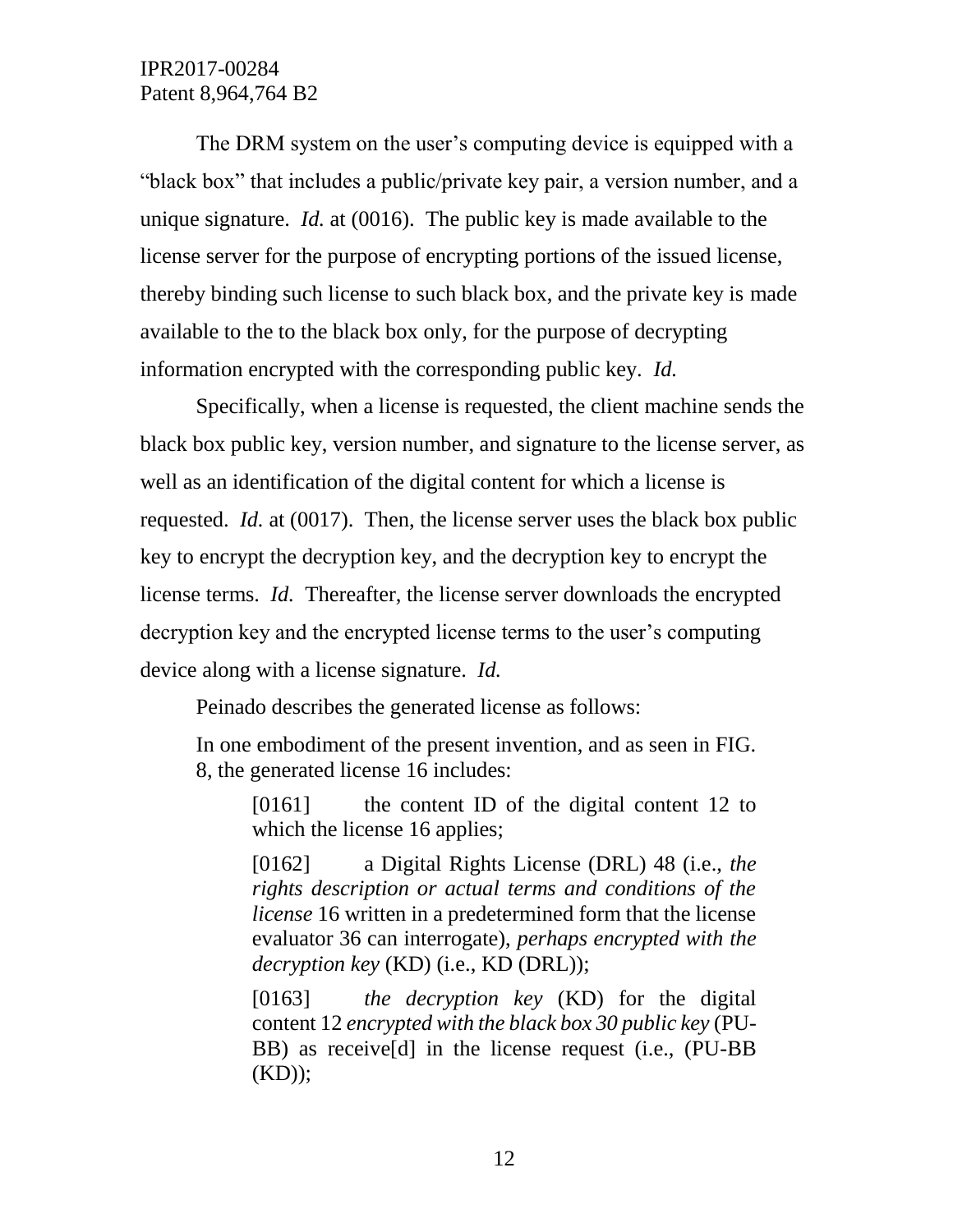The DRM system on the user's computing device is equipped with a "black box" that includes a public/private key pair, a version number, and a unique signature. *Id.* at (0016). The public key is made available to the license server for the purpose of encrypting portions of the issued license, thereby binding such license to such black box, and the private key is made available to the to the black box only, for the purpose of decrypting information encrypted with the corresponding public key. *Id.*

Specifically, when a license is requested, the client machine sends the black box public key, version number, and signature to the license server, as well as an identification of the digital content for which a license is requested. *Id.* at (0017). Then, the license server uses the black box public key to encrypt the decryption key, and the decryption key to encrypt the license terms. *Id.* Thereafter, the license server downloads the encrypted decryption key and the encrypted license terms to the user's computing device along with a license signature. *Id.*

Peinado describes the generated license as follows:

> In one embodiment of the present invention, and as seen in FIG. 8, the generated license 16 includes:
>
> > [0161] the content ID of the digital content 12 to which the license 16 applies;
> >
> > [0162] a Digital Rights License (DRL) 48 (i.e., *the rights description or actual terms and conditions of the license* 16 written in a predetermined form that the license evaluator 36 can interrogate), *perhaps encrypted with the decryption key* (KD) (i.e., KD (DRL));
> >
> > [0163] *the decryption key* (KD) for the digital content 12 *encrypted with the black box 30 public key* (PU-BB) as receive[d] in the license request (i.e., (PU-BB (KD));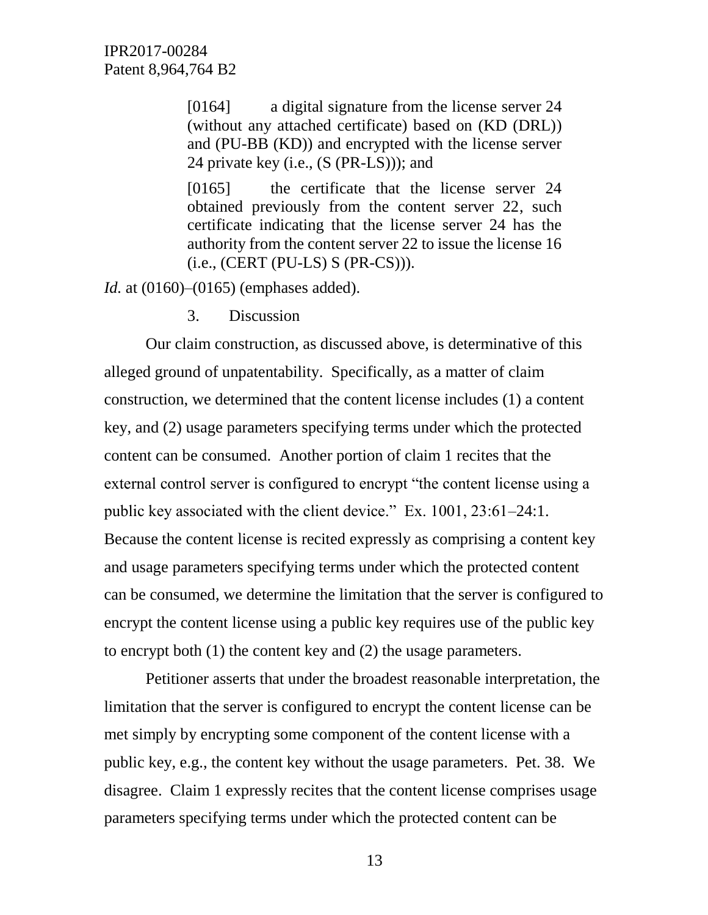> [0164] a digital signature from the license server 24 (without any attached certificate) based on (KD (DRL)) and (PU-BB (KD)) and encrypted with the license server 24 private key (i.e., (S (PR-LS))); and
>
> [0165] the certificate that the license server 24 obtained previously from the content server 22, such certificate indicating that the license server 24 has the authority from the content server 22 to issue the license 16 (i.e., (CERT (PU-LS) S (PR-CS))).

*Id.* at (0160)–(0165) (emphases added).

3. Discussion

Our claim construction, as discussed above, is determinative of this alleged ground of unpatentability. Specifically, as a matter of claim construction, we determined that the content license includes (1) a content key, and (2) usage parameters specifying terms under which the protected content can be consumed. Another portion of claim 1 recites that the external control server is configured to encrypt "the content license using a public key associated with the client device." Ex. 1001, 23:61–24:1. Because the content license is recited expressly as comprising a content key and usage parameters specifying terms under which the protected content can be consumed, we determine the limitation that the server is configured to encrypt the content license using a public key requires use of the public key to encrypt both (1) the content key and (2) the usage parameters.

Petitioner asserts that under the broadest reasonable interpretation, the limitation that the server is configured to encrypt the content license can be met simply by encrypting some component of the content license with a public key, e.g., the content key without the usage parameters. Pet. 38. We disagree. Claim 1 expressly recites that the content license comprises usage parameters specifying terms under which the protected content can be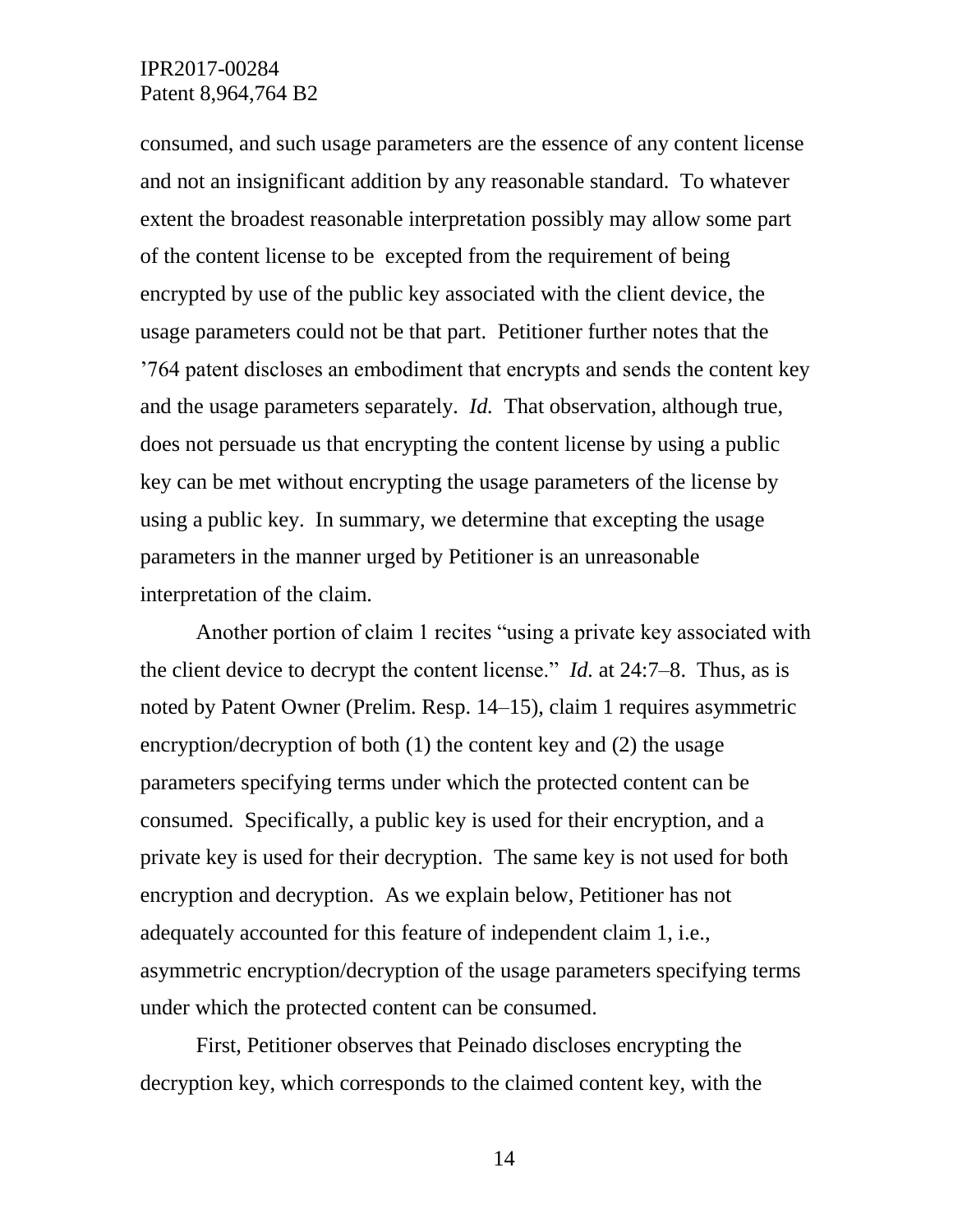consumed, and such usage parameters are the essence of any content license and not an insignificant addition by any reasonable standard. To whatever extent the broadest reasonable interpretation possibly may allow some part of the content license to be excepted from the requirement of being encrypted by use of the public key associated with the client device, the usage parameters could not be that part. Petitioner further notes that the '764 patent discloses an embodiment that encrypts and sends the content key and the usage parameters separately. *Id.* That observation, although true, does not persuade us that encrypting the content license by using a public key can be met without encrypting the usage parameters of the license by using a public key. In summary, we determine that excepting the usage parameters in the manner urged by Petitioner is an unreasonable interpretation of the claim.

Another portion of claim 1 recites "using a private key associated with the client device to decrypt the content license." *Id.* at 24:7–8. Thus, as is noted by Patent Owner (Prelim. Resp. 14–15), claim 1 requires asymmetric encryption/decryption of both (1) the content key and (2) the usage parameters specifying terms under which the protected content can be consumed. Specifically, a public key is used for their encryption, and a private key is used for their decryption. The same key is not used for both encryption and decryption. As we explain below, Petitioner has not adequately accounted for this feature of independent claim 1, i.e., asymmetric encryption/decryption of the usage parameters specifying terms under which the protected content can be consumed.

First, Petitioner observes that Peinado discloses encrypting the decryption key, which corresponds to the claimed content key, with the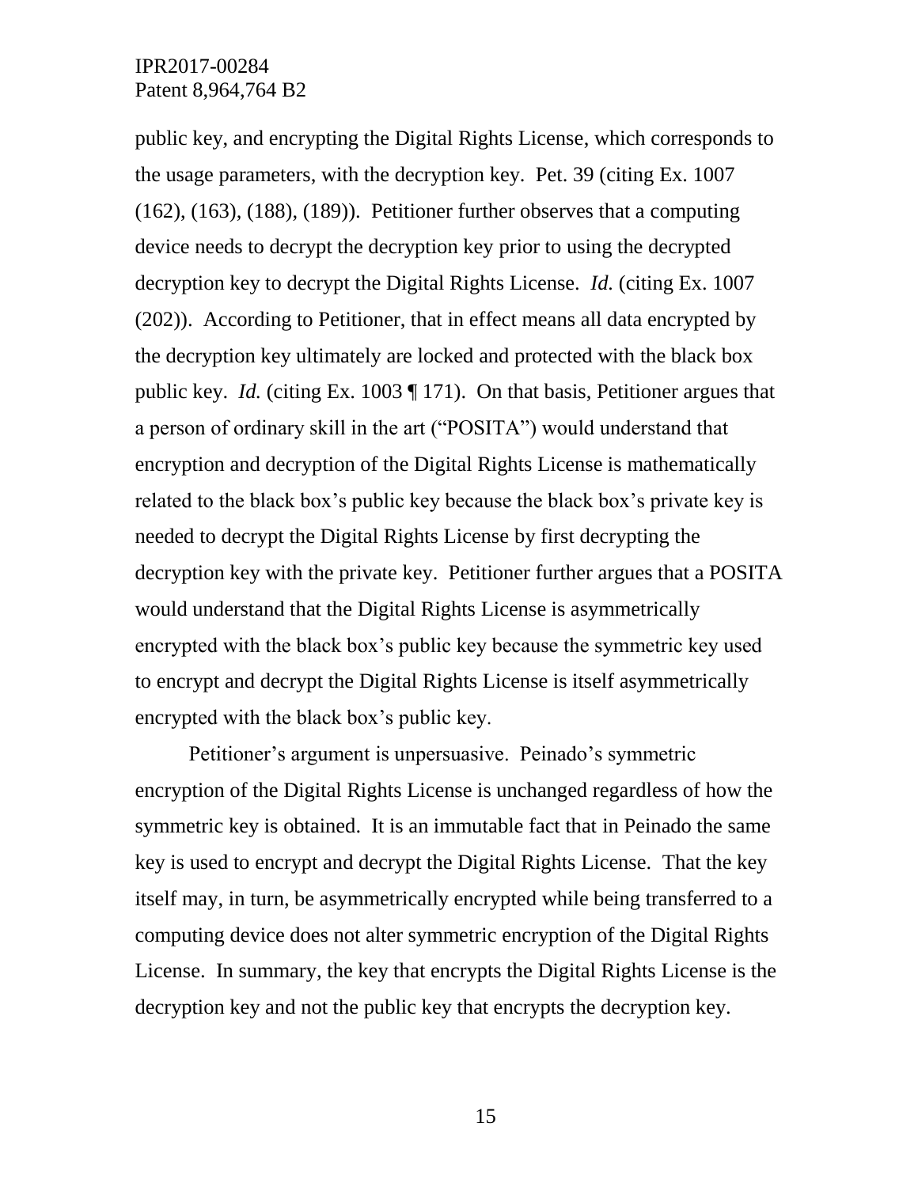public key, and encrypting the Digital Rights License, which corresponds to the usage parameters, with the decryption key. Pet. 39 (citing Ex. 1007 (162), (163), (188), (189)). Petitioner further observes that a computing device needs to decrypt the decryption key prior to using the decrypted decryption key to decrypt the Digital Rights License. *Id.* (citing Ex. 1007 (202)). According to Petitioner, that in effect means all data encrypted by the decryption key ultimately are locked and protected with the black box public key. *Id.* (citing Ex. 1003 ¶ 171). On that basis, Petitioner argues that a person of ordinary skill in the art ("POSITA") would understand that encryption and decryption of the Digital Rights License is mathematically related to the black box's public key because the black box's private key is needed to decrypt the Digital Rights License by first decrypting the decryption key with the private key. Petitioner further argues that a POSITA would understand that the Digital Rights License is asymmetrically encrypted with the black box's public key because the symmetric key used to encrypt and decrypt the Digital Rights License is itself asymmetrically encrypted with the black box's public key.

Petitioner's argument is unpersuasive. Peinado's symmetric encryption of the Digital Rights License is unchanged regardless of how the symmetric key is obtained. It is an immutable fact that in Peinado the same key is used to encrypt and decrypt the Digital Rights License. That the key itself may, in turn, be asymmetrically encrypted while being transferred to a computing device does not alter symmetric encryption of the Digital Rights License. In summary, the key that encrypts the Digital Rights License is the decryption key and not the public key that encrypts the decryption key.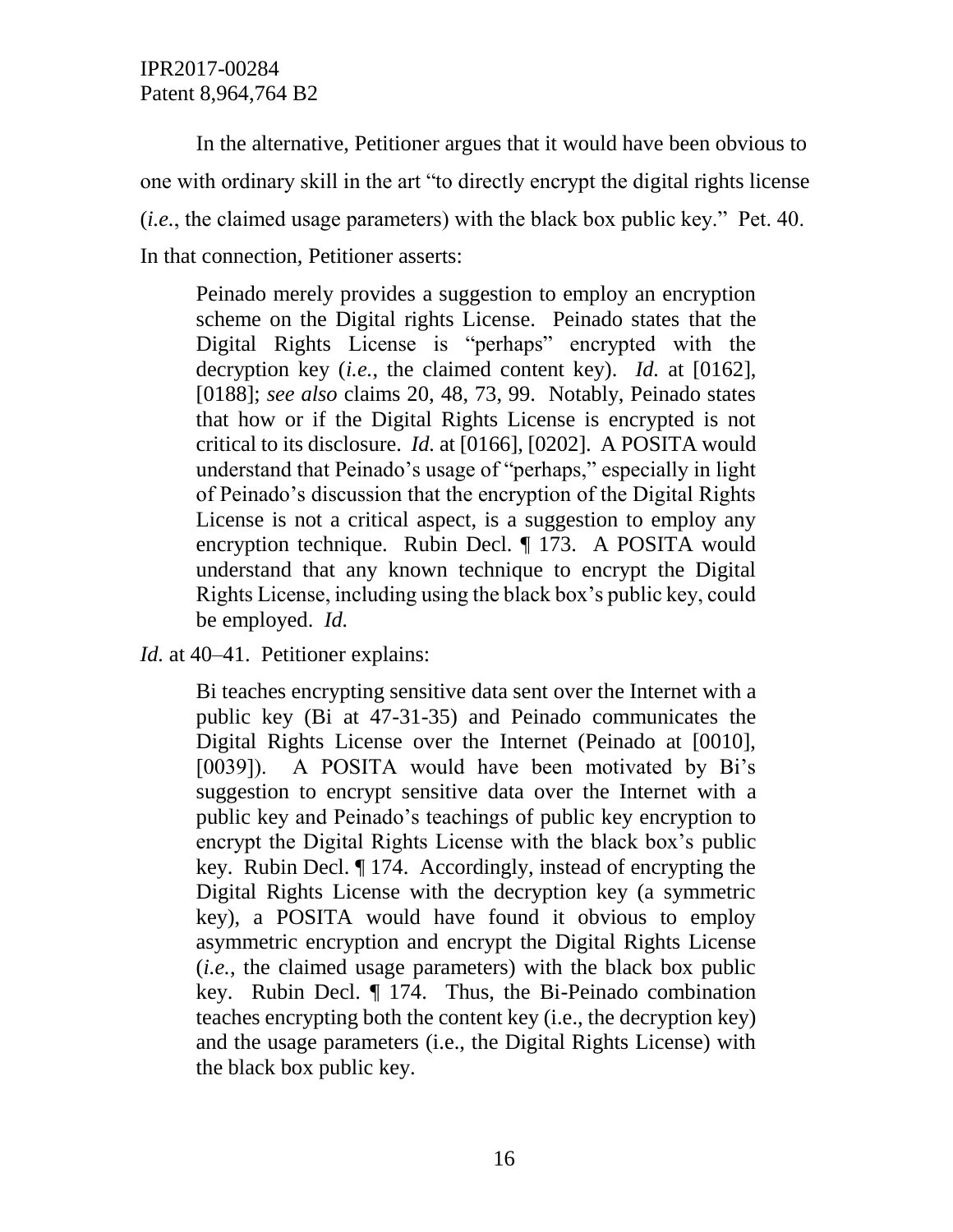In the alternative, Petitioner argues that it would have been obvious to one with ordinary skill in the art "to directly encrypt the digital rights license (*i.e.*, the claimed usage parameters) with the black box public key." Pet. 40. In that connection, Petitioner asserts:

> Peinado merely provides a suggestion to employ an encryption scheme on the Digital rights License. Peinado states that the Digital Rights License is "perhaps" encrypted with the decryption key (*i.e.*, the claimed content key). *Id.* at [0162], [0188]; *see also* claims 20, 48, 73, 99. Notably, Peinado states that how or if the Digital Rights License is encrypted is not critical to its disclosure. *Id.* at [0166], [0202]. A POSITA would understand that Peinado's usage of "perhaps," especially in light of Peinado's discussion that the encryption of the Digital Rights License is not a critical aspect, is a suggestion to employ any encryption technique. Rubin Decl. ¶ 173. A POSITA would understand that any known technique to encrypt the Digital Rights License, including using the black box's public key, could be employed. *Id.*

*Id.* at 40–41. Petitioner explains:

> Bi teaches encrypting sensitive data sent over the Internet with a public key (Bi at 47-31-35) and Peinado communicates the Digital Rights License over the Internet (Peinado at [0010], [0039]). A POSITA would have been motivated by Bi's suggestion to encrypt sensitive data over the Internet with a public key and Peinado's teachings of public key encryption to encrypt the Digital Rights License with the black box's public key. Rubin Decl. ¶ 174. Accordingly, instead of encrypting the Digital Rights License with the decryption key (a symmetric key), a POSITA would have found it obvious to employ asymmetric encryption and encrypt the Digital Rights License (*i.e.*, the claimed usage parameters) with the black box public key. Rubin Decl. ¶ 174. Thus, the Bi-Peinado combination teaches encrypting both the content key (i.e., the decryption key) and the usage parameters (i.e., the Digital Rights License) with the black box public key.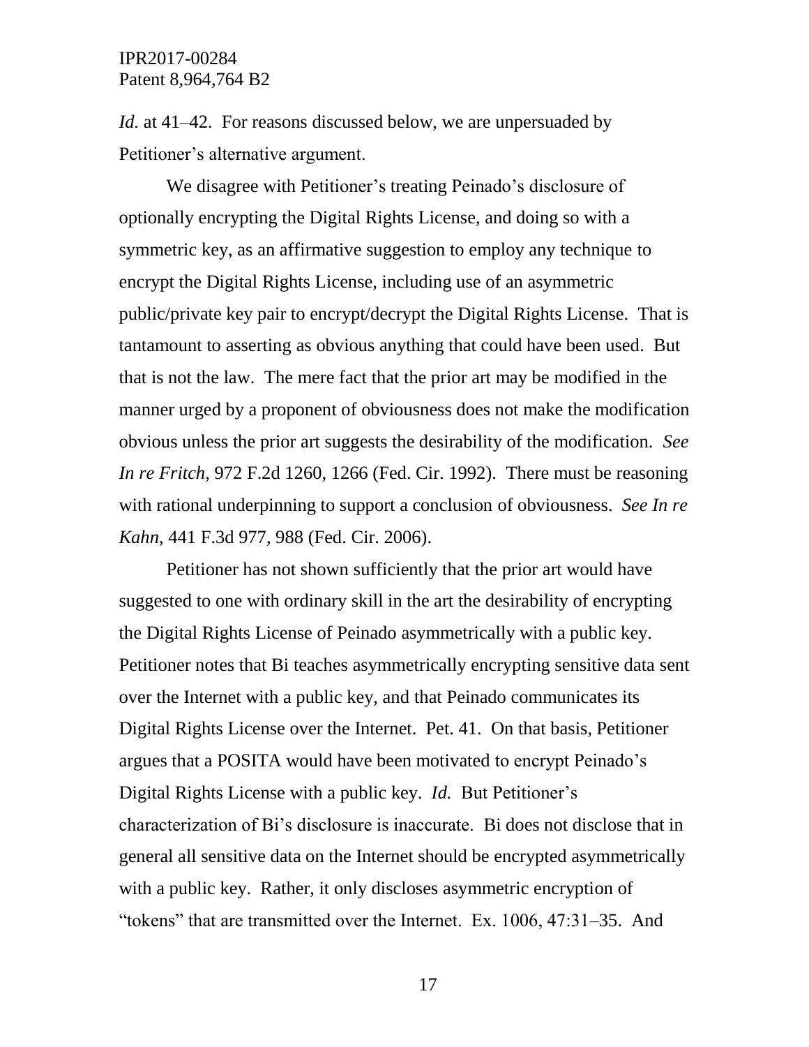*Id.* at 41–42. For reasons discussed below, we are unpersuaded by Petitioner's alternative argument.

We disagree with Petitioner's treating Peinado's disclosure of optionally encrypting the Digital Rights License, and doing so with a symmetric key, as an affirmative suggestion to employ any technique to encrypt the Digital Rights License, including use of an asymmetric public/private key pair to encrypt/decrypt the Digital Rights License. That is tantamount to asserting as obvious anything that could have been used. But that is not the law. The mere fact that the prior art may be modified in the manner urged by a proponent of obviousness does not make the modification obvious unless the prior art suggests the desirability of the modification. *See In re Fritch*, 972 F.2d 1260, 1266 (Fed. Cir. 1992). There must be reasoning with rational underpinning to support a conclusion of obviousness. *See In re Kahn*, 441 F.3d 977, 988 (Fed. Cir. 2006).

Petitioner has not shown sufficiently that the prior art would have suggested to one with ordinary skill in the art the desirability of encrypting the Digital Rights License of Peinado asymmetrically with a public key. Petitioner notes that Bi teaches asymmetrically encrypting sensitive data sent over the Internet with a public key, and that Peinado communicates its Digital Rights License over the Internet. Pet. 41. On that basis, Petitioner argues that a POSITA would have been motivated to encrypt Peinado's Digital Rights License with a public key. *Id.* But Petitioner's characterization of Bi's disclosure is inaccurate. Bi does not disclose that in general all sensitive data on the Internet should be encrypted asymmetrically with a public key. Rather, it only discloses asymmetric encryption of "tokens" that are transmitted over the Internet. Ex. 1006, 47:31–35. And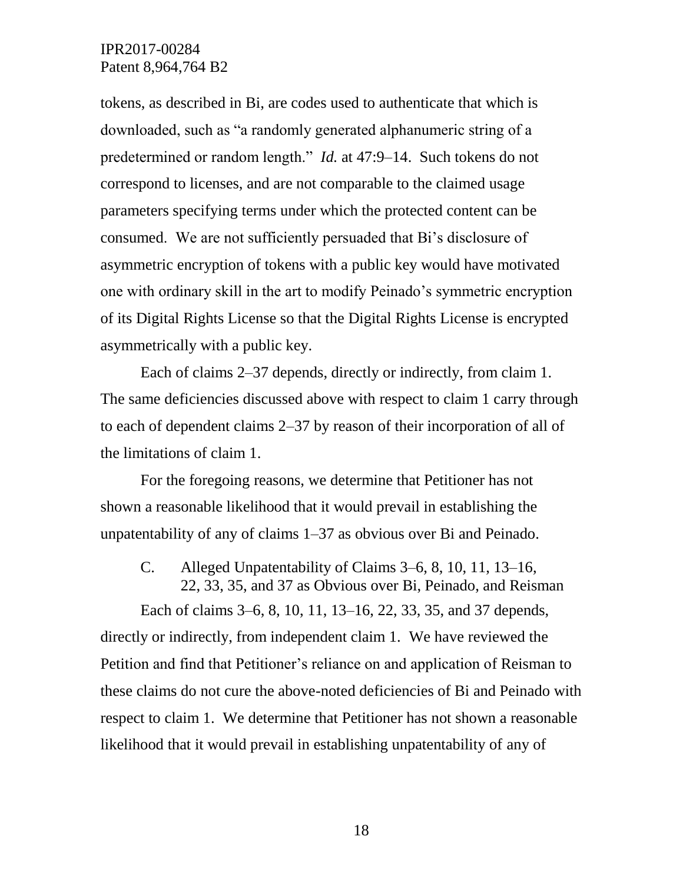tokens, as described in Bi, are codes used to authenticate that which is downloaded, such as "a randomly generated alphanumeric string of a predetermined or random length." *Id.* at 47:9–14. Such tokens do not correspond to licenses, and are not comparable to the claimed usage parameters specifying terms under which the protected content can be consumed. We are not sufficiently persuaded that Bi's disclosure of asymmetric encryption of tokens with a public key would have motivated one with ordinary skill in the art to modify Peinado's symmetric encryption of its Digital Rights License so that the Digital Rights License is encrypted asymmetrically with a public key.

Each of claims 2–37 depends, directly or indirectly, from claim 1. The same deficiencies discussed above with respect to claim 1 carry through to each of dependent claims 2–37 by reason of their incorporation of all of the limitations of claim 1.

For the foregoing reasons, we determine that Petitioner has not shown a reasonable likelihood that it would prevail in establishing the unpatentability of any of claims 1–37 as obvious over Bi and Peinado.

### C. Alleged Unpatentability of Claims 3–6, 8, 10, 11, 13–16, 22, 33, 35, and 37 as Obvious over Bi, Peinado, and Reisman

Each of claims 3–6, 8, 10, 11, 13–16, 22, 33, 35, and 37 depends, directly or indirectly, from independent claim 1. We have reviewed the Petition and find that Petitioner's reliance on and application of Reisman to these claims do not cure the above-noted deficiencies of Bi and Peinado with respect to claim 1. We determine that Petitioner has not shown a reasonable likelihood that it would prevail in establishing unpatentability of any of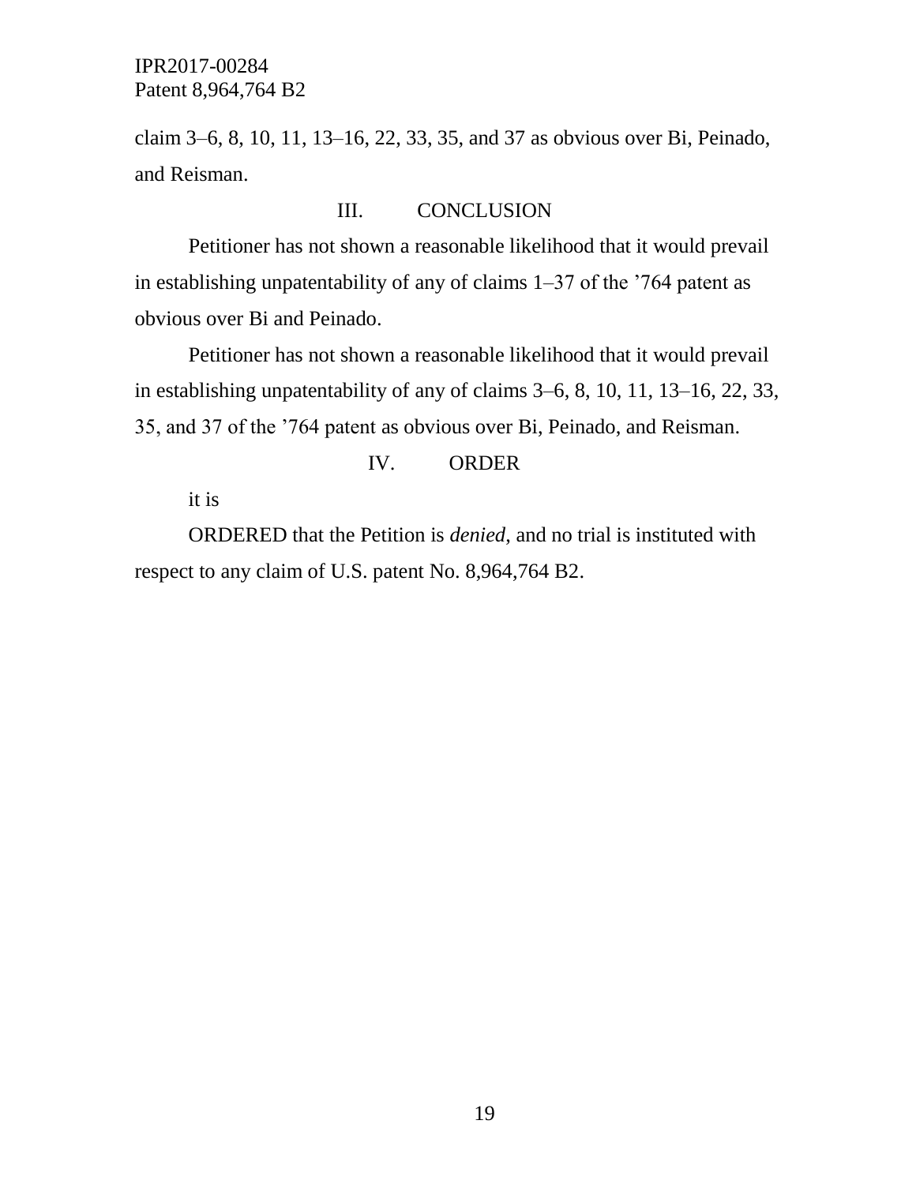claim 3–6, 8, 10, 11, 13–16, 22, 33, 35, and 37 as obvious over Bi, Peinado, and Reisman.

## III. CONCLUSION

Petitioner has not shown a reasonable likelihood that it would prevail in establishing unpatentability of any of claims 1–37 of the ’764 patent as obvious over Bi and Peinado.

Petitioner has not shown a reasonable likelihood that it would prevail in establishing unpatentability of any of claims 3–6, 8, 10, 11, 13–16, 22, 33, 35, and 37 of the ’764 patent as obvious over Bi, Peinado, and Reisman.

## IV. ORDER

it is

ORDERED that the Petition is *denied*, and no trial is instituted with respect to any claim of U.S. patent No. 8,964,764 B2.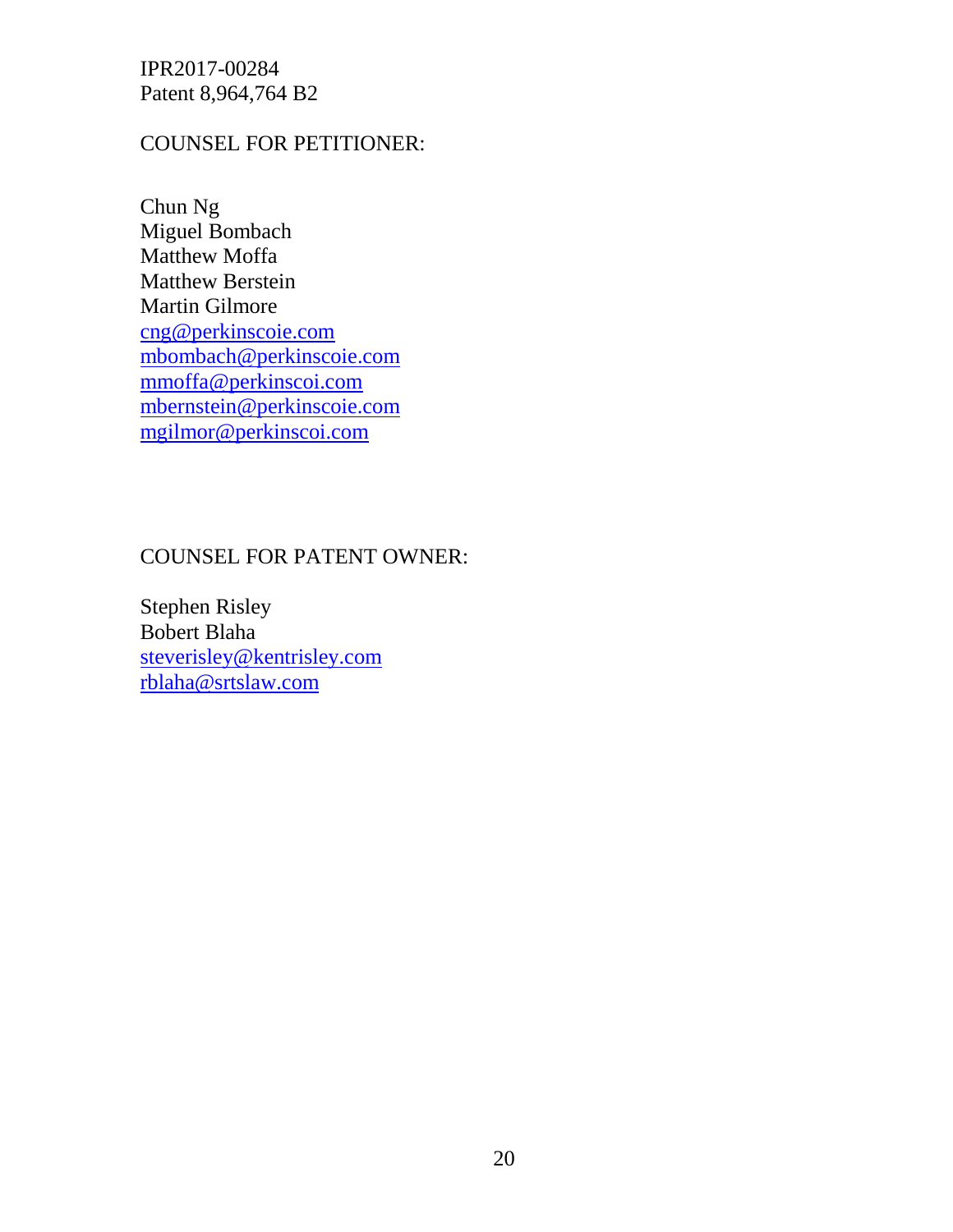IPR2017-00284
Patent 8,964,764 B2

COUNSEL FOR PETITIONER:

Chun Ng
Miguel Bombach
Matthew Moffa
Matthew Berstein
Martin Gilmore
cng@perkinscoie.com
mbombach@perkinscoie.com
mmoffa@perkinscoi.com
mbernstein@perkinscoie.com
mgilmor@perkinscoi.com

COUNSEL FOR PATENT OWNER:

Stephen Risley
Bobert Blaha
steverisley@kentrisley.com
rblaha@srtslaw.com